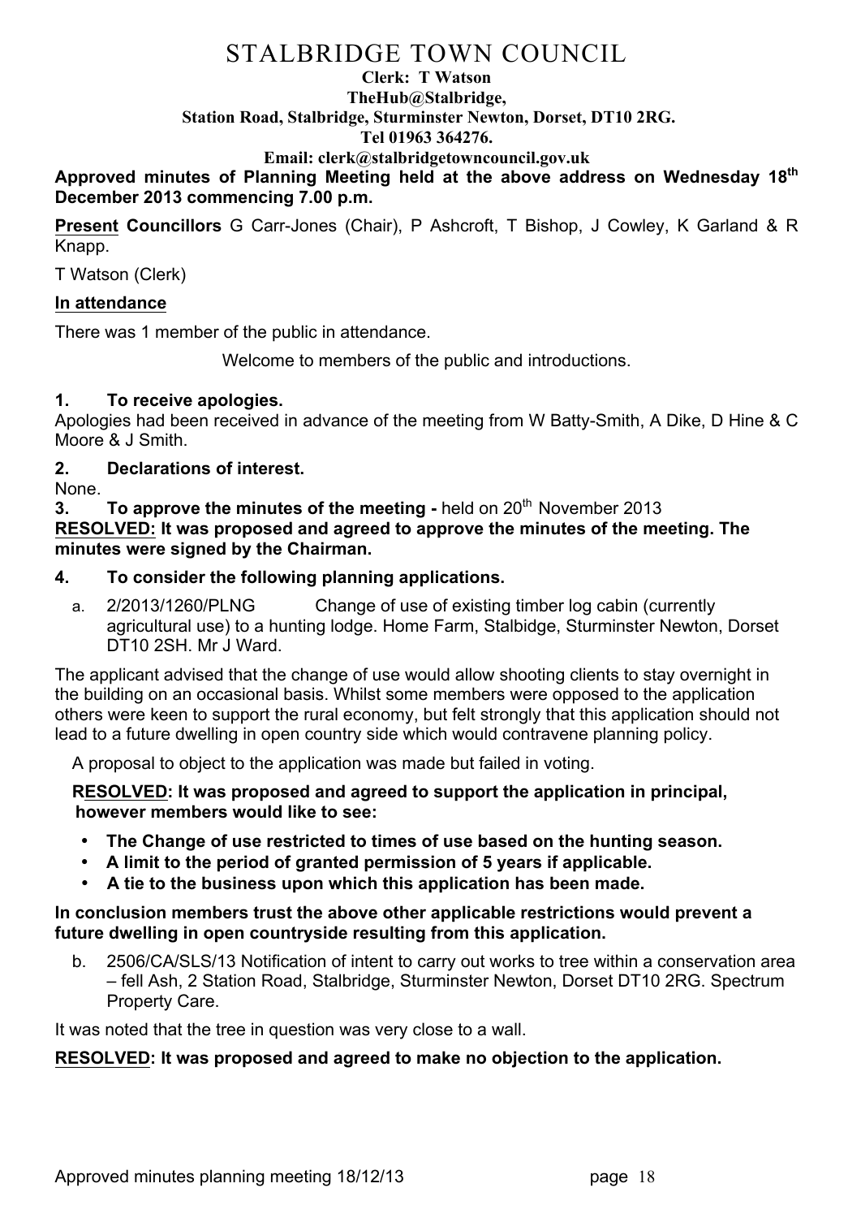# STALBRIDGE TOWN COUNCIL

**Clerk: T Watson**
**TheHub@Stalbridge,**
**Station Road, Stalbridge, Sturminster Newton, Dorset, DT10 2RG.**
**Tel 01963 364276.**
**Email: clerk@stalbridgetowncouncil.gov.uk**

**Approved minutes of Planning Meeting held at the above address on Wednesday 18th December 2013 commencing 7.00 p.m.**

**Present Councillors** G Carr-Jones (Chair), P Ashcroft, T Bishop, J Cowley, K Garland & R Knapp.

T Watson (Clerk)

**In attendance**

There was 1 member of the public in attendance.

Welcome to members of the public and introductions.

### 1. To receive apologies.

Apologies had been received in advance of the meeting from W Batty-Smith, A Dike, D Hine & C Moore & J Smith.

### 2. Declarations of interest.

None.

### 3. To approve the minutes of the meeting - held on 20th November 2013

**RESOLVED: It was proposed and agreed to approve the minutes of the meeting. The minutes were signed by the Chairman.**

### 4. To consider the following planning applications.

a. 2/2013/1260/PLNG Change of use of existing timber log cabin (currently agricultural use) to a hunting lodge. Home Farm, Stalbidge, Sturminster Newton, Dorset DT10 2SH. Mr J Ward.

The applicant advised that the change of use would allow shooting clients to stay overnight in the building on an occasional basis. Whilst some members were opposed to the application others were keen to support the rural economy, but felt strongly that this application should not lead to a future dwelling in open country side which would contravene planning policy.

A proposal to object to the application was made but failed in voting.

**RESOLVED: It was proposed and agreed to support the application in principal, however members would like to see:**

- **The Change of use restricted to times of use based on the hunting season.**
- **A limit to the period of granted permission of 5 years if applicable.**
- **A tie to the business upon which this application has been made.**

**In conclusion members trust the above other applicable restrictions would prevent a future dwelling in open countryside resulting from this application.**

b. 2506/CA/SLS/13 Notification of intent to carry out works to tree within a conservation area – fell Ash, 2 Station Road, Stalbridge, Sturminster Newton, Dorset DT10 2RG. Spectrum Property Care.

It was noted that the tree in question was very close to a wall.

**RESOLVED: It was proposed and agreed to make no objection to the application.**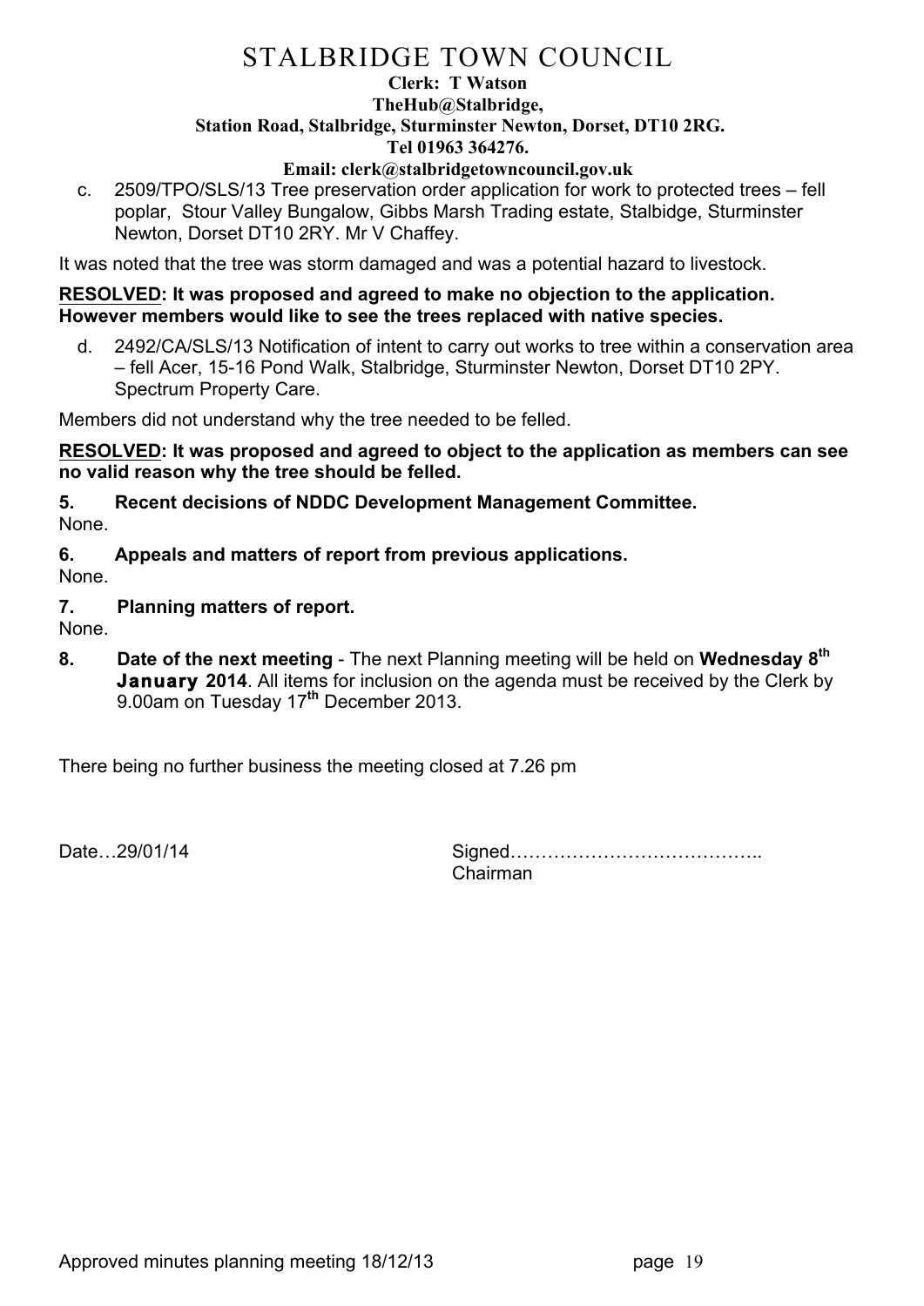# STALBRIDGE TOWN COUNCIL

**Clerk: T Watson**
**TheHub@Stalbridge,**
**Station Road, Stalbridge, Sturminster Newton, Dorset, DT10 2RG.**
**Tel 01963 364276.**
**Email: clerk@stalbridgetowncouncil.gov.uk**

c. 2509/TPO/SLS/13 Tree preservation order application for work to protected trees – fell poplar, Stour Valley Bungalow, Gibbs Marsh Trading estate, Stalbidge, Sturminster Newton, Dorset DT10 2RY. Mr V Chaffey.

It was noted that the tree was storm damaged and was a potential hazard to livestock.

**RESOLVED: It was proposed and agreed to make no objection to the application. However members would like to see the trees replaced with native species.**

d. 2492/CA/SLS/13 Notification of intent to carry out works to tree within a conservation area – fell Acer, 15-16 Pond Walk, Stalbridge, Sturminster Newton, Dorset DT10 2PY. Spectrum Property Care.

Members did not understand why the tree needed to be felled.

**RESOLVED: It was proposed and agreed to object to the application as members can see no valid reason why the tree should be felled.**

**5. Recent decisions of NDDC Development Management Committee.**
None.

**6. Appeals and matters of report from previous applications.**
None.

**7. Planning matters of report.**
None.

**8. Date of the next meeting** - The next Planning meeting will be held on **Wednesday 8th January 2014**. All items for inclusion on the agenda must be received by the Clerk by 9.00am on Tuesday 17th December 2013.

There being no further business the meeting closed at 7.26 pm

Date…29/01/14

Signed…………………………………..
Chairman

Approved minutes planning meeting 18/12/13